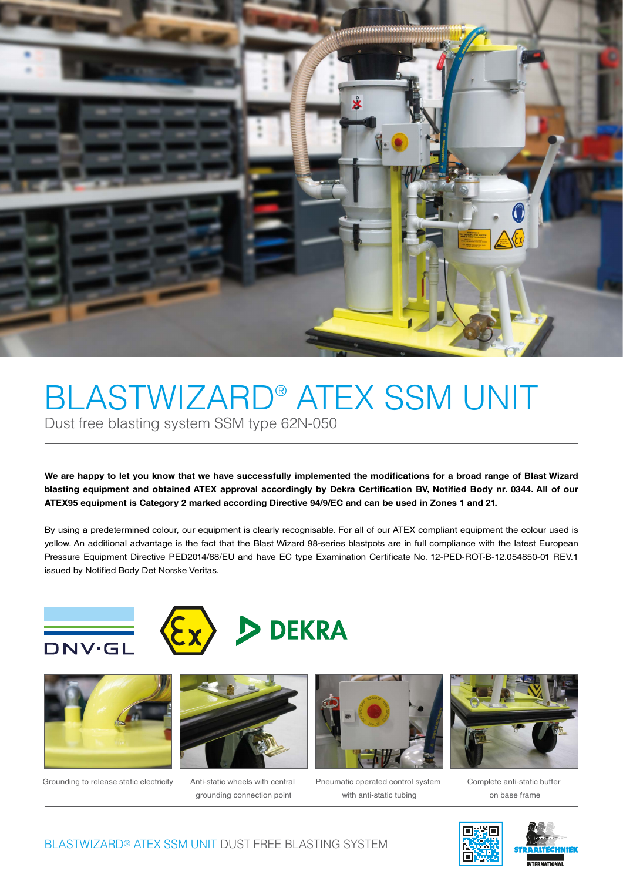# BLASTWIZARD® ATEX SSM UNIT

Dust free blasting system SSM type 62N-050

**We are happy to let you know that we have successfully implemented the modifications for a broad range of Blast Wizard blasting equipment and obtained ATEX approval accordingly by Dekra Certification BV, Notified Body nr. 0344. All of our ATEX95 equipment is Category 2 marked according Directive 94/9/EC and can be used in Zones 1 and 21.**

By using a predetermined colour, our equipment is clearly recognisable. For all of our ATEX compliant equipment the colour used is yellow. An additional advantage is the fact that the Blast Wizard 98-series blastpots are in full compliance with the latest European Pressure Equipment Directive PED2014/68/EU and have EC type Examination Certificate No. 12-PED-ROT-B-12.054850-01 REV.1 issued by Notified Body Det Norske Veritas.

DNV·GL

DEKRA

Grounding to release static electricity

Anti-static wheels with central grounding connection point

Pneumatic operated control system with anti-static tubing

Complete anti-static buffer on base frame

BLASTWIZARD® ATEX SSM UNIT DUST FREE BLASTING SYSTEM

STRAALTECHNIEK INTERNATIONAL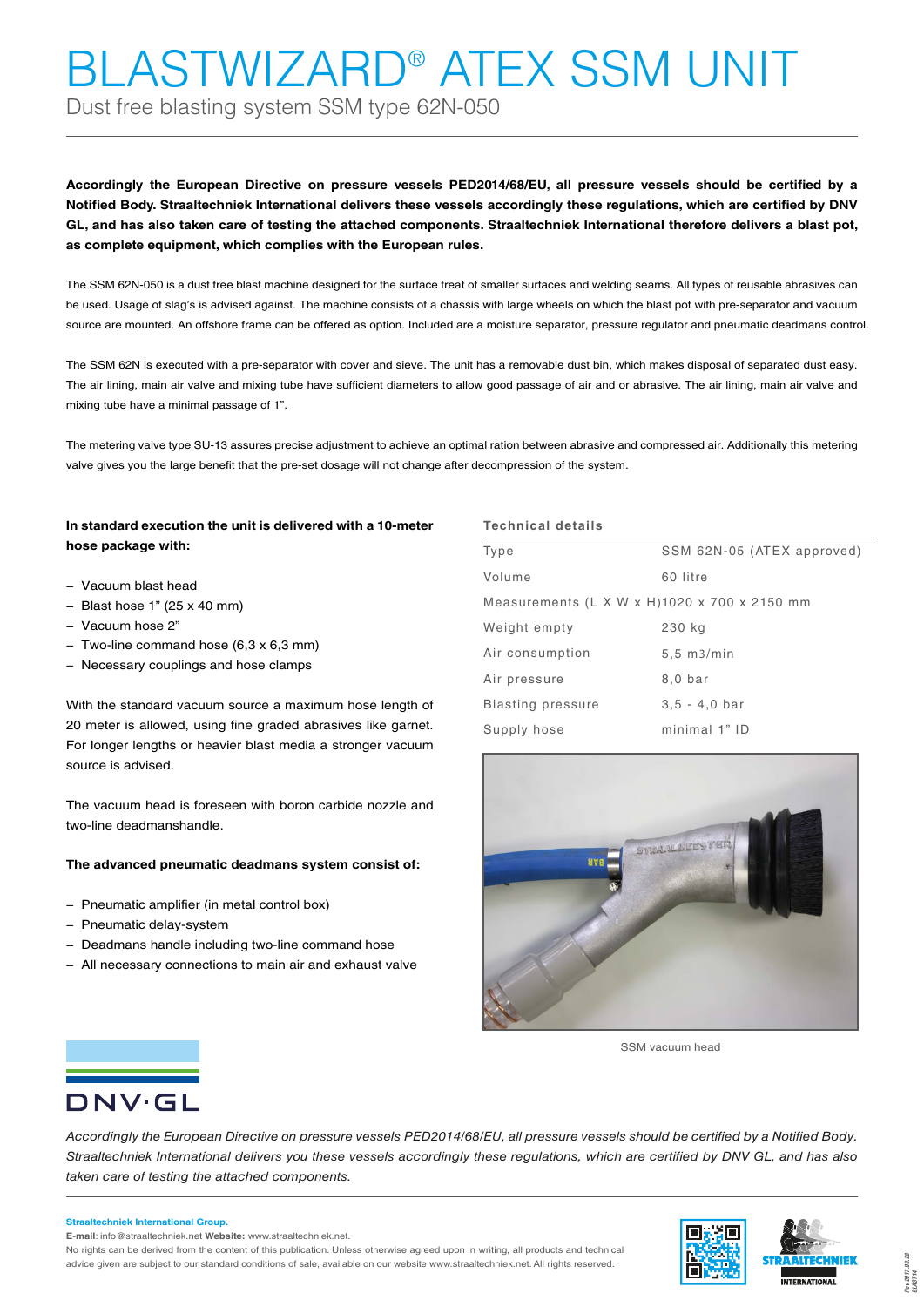# BLASTWIZARD® ATEX SSM UNIT

Dust free blasting system SSM type 62N-050

**Accordingly the European Directive on pressure vessels PED2014/68/EU, all pressure vessels should be certified by a Notified Body. Straaltechniek International delivers these vessels accordingly these regulations, which are certified by DNV GL, and has also taken care of testing the attached components. Straaltechniek International therefore delivers a blast pot, as complete equipment, which complies with the European rules.**

The SSM 62N-050 is a dust free blast machine designed for the surface treat of smaller surfaces and welding seams. All types of reusable abrasives can be used. Usage of slag's is advised against. The machine consists of a chassis with large wheels on which the blast pot with pre-separator and vacuum source are mounted. An offshore frame can be offered as option. Included are a moisture separator, pressure regulator and pneumatic deadmans control.

The SSM 62N is executed with a pre-separator with cover and sieve. The unit has a removable dust bin, which makes disposal of separated dust easy. The air lining, main air valve and mixing tube have sufficient diameters to allow good passage of air and or abrasive. The air lining, main air valve and mixing tube have a minimal passage of 1".

The metering valve type SU-13 assures precise adjustment to achieve an optimal ration between abrasive and compressed air. Additionally this metering valve gives you the large benefit that the pre-set dosage will not change after decompression of the system.

**In standard execution the unit is delivered with a 10-meter hose package with:**

- Vacuum blast head
- Blast hose 1" (25 x 40 mm)
- Vacuum hose 2"
- Two-line command hose (6,3 x 6,3 mm)
- Necessary couplings and hose clamps

With the standard vacuum source a maximum hose length of 20 meter is allowed, using fine graded abrasives like garnet. For longer lengths or heavier blast media a stronger vacuum source is advised.

The vacuum head is foreseen with boron carbide nozzle and two-line deadmanshandle.

**The advanced pneumatic deadmans system consist of:**

- Pneumatic amplifier (in metal control box)
- Pneumatic delay-system
- Deadmans handle including two-line command hose
- All necessary connections to main air and exhaust valve

**Technical details**

| | |
|---|---|
| Type | SSM 62N-05 (ATEX approved) |
| Volume | 60 litre |
| Measurements (L X W x H) | 1020 x 700 x 2150 mm |
| Weight empty | 230 kg |
| Air consumption | 5,5 m3/min |
| Air pressure | 8,0 bar |
| Blasting pressure | 3,5 - 4,0 bar |
| Supply hose | minimal 1" ID |

SSM vacuum head

DNV·GL

*Accordingly the European Directive on pressure vessels PED2014/68/EU, all pressure vessels should be certified by a Notified Body. Straaltechniek International delivers you these vessels accordingly these regulations, which are certified by DNV GL, and has also taken care of testing the attached components.*

**Straaltechniek International Group.**

**E-mail**: info@straaltechniek.net **Website:** www.straaltechniek.net.

No rights can be derived from the content of this publication. Unless otherwise agreed upon in writing, all products and technical advice given are subject to our standard conditions of sale, available on our website www.straaltechniek.net. All rights reserved.

STRAALTECHNIEK INTERNATIONAL